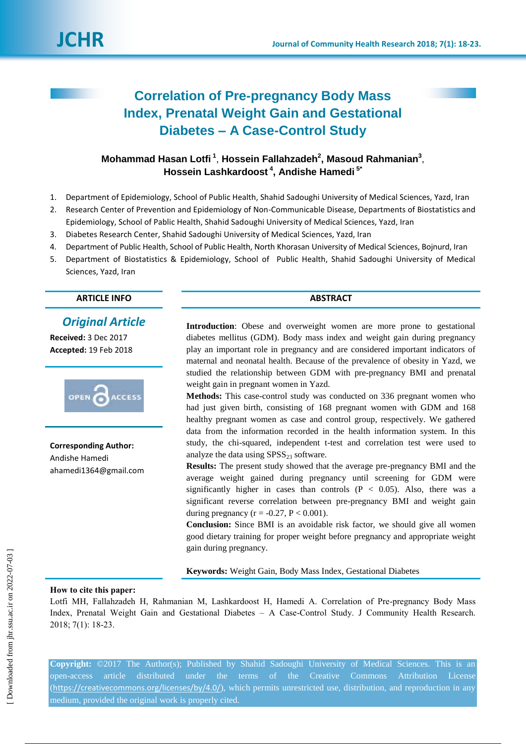# Correlation of Pre-pregnancy Body Mass Index, Prenatal Weight Gain and Gestational Diabetes – A Case-Control Study

**Mohammad Hasan Lotfi [1], Hossein Fallahzadeh[2], Masoud Rahmanian[3], Hossein Lashkardoost [4], Andishe Hamedi [5*]**

1. Department of Epidemiology, School of Public Health, Shahid Sadoughi University of Medical Sciences, Yazd, Iran
2. Research Center of Prevention and Epidemiology of Non-Communicable Disease, Departments of Biostatistics and Epidemiology, School of Pablic Health, Shahid Sadoughi University of Medical Sciences, Yazd, Iran
3. Diabetes Research Center, Shahid Sadoughi University of Medical Sciences, Yazd, Iran
4. Department of Public Health, School of Public Health, North Khorasan University of Medical Sciences, Bojnurd, Iran
5. Department of Biostatistics & Epidemiology, School of Public Health, Shahid Sadoughi University of Medical Sciences, Yazd, Iran

## ARTICLE INFO

*Original Article*

**Received:** 3 Dec 2017
**Accepted:** 19 Feb 2018

**Corresponding Author:**
Andishe Hamedi
ahamedi1364@gmail.com

## ABSTRACT

**Introduction**: Obese and overweight women are more prone to gestational diabetes mellitus (GDM). Body mass index and weight gain during pregnancy play an important role in pregnancy and are considered important indicators of maternal and neonatal health. Because of the prevalence of obesity in Yazd, we studied the relationship between GDM with pre-pregnancy BMI and prenatal weight gain in pregnant women in Yazd.

**Methods:** This case-control study was conducted on 336 pregnant women who had just given birth, consisting of 168 pregnant women with GDM and 168 healthy pregnant women as case and control group, respectively. We gathered data from the information recorded in the health information system. In this study, the chi-squared, independent t-test and correlation test were used to analyze the data using $SPSS_{23}$ software.

**Results:** The present study showed that the average pre-pregnancy BMI and the average weight gained during pregnancy until screening for GDM were significantly higher in cases than controls ($P < 0.05$). Also, there was a significant reverse correlation between pre-pregnancy BMI and weight gain during pregnancy ($r = -0.27$, $P < 0.001$).

**Conclusion:** Since BMI is an avoidable risk factor, we should give all women good dietary training for proper weight before pregnancy and appropriate weight gain during pregnancy.

**Keywords:** Weight Gain, Body Mass Index, Gestational Diabetes

**How to cite this paper:**
Lotfi MH, Fallahzadeh H, Rahmanian M, Lashkardoost H, Hamedi A. Correlation of Pre-pregnancy Body Mass Index, Prenatal Weight Gain and Gestational Diabetes – A Case-Control Study. J Community Health Research. 2018; 7(1): 18-23.

**Copyright:** ©2017 The Author(s); Published by Shahid Sadoughi University of Medical Sciences. This is an open-access article distributed under the terms of the Creative Commons Attribution License (https://creativecommons.org/licenses/by/4.0/), which permits unrestricted use, distribution, and reproduction in any medium, provided the original work is properly cited.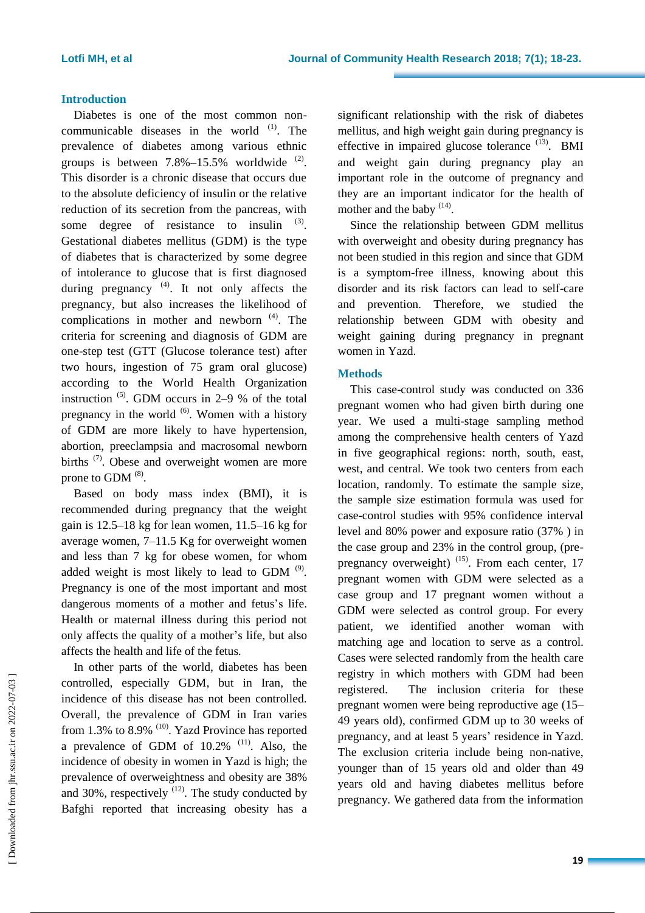## Introduction

Diabetes is one of the most common non-communicable diseases in the world [1]. The prevalence of diabetes among various ethnic groups is between 7.8%–15.5% worldwide [2]. This disorder is a chronic disease that occurs due to the absolute deficiency of insulin or the relative reduction of its secretion from the pancreas, with some degree of resistance to insulin [3]. Gestational diabetes mellitus (GDM) is the type of diabetes that is characterized by some degree of intolerance to glucose that is first diagnosed during pregnancy [4]. It not only affects the pregnancy, but also increases the likelihood of complications in mother and newborn [4]. The criteria for screening and diagnosis of GDM are one-step test (GTT (Glucose tolerance test) after two hours, ingestion of 75 gram oral glucose) according to the World Health Organization instruction [5]. GDM occurs in 2–9 % of the total pregnancy in the world [6]. Women with a history of GDM are more likely to have hypertension, abortion, preeclampsia and macrosomal newborn births [7]. Obese and overweight women are more prone to GDM [8].

Based on body mass index (BMI), it is recommended during pregnancy that the weight gain is 12.5–18 kg for lean women, 11.5–16 kg for average women, 7–11.5 Kg for overweight women and less than 7 kg for obese women, for whom added weight is most likely to lead to GDM [9]. Pregnancy is one of the most important and most dangerous moments of a mother and fetus's life. Health or maternal illness during this period not only affects the quality of a mother's life, but also affects the health and life of the fetus.

In other parts of the world, diabetes has been controlled, especially GDM, but in Iran, the incidence of this disease has not been controlled. Overall, the prevalence of GDM in Iran varies from 1.3% to 8.9% [10]. Yazd Province has reported a prevalence of GDM of 10.2% [11]. Also, the incidence of obesity in women in Yazd is high; the prevalence of overweightness and obesity are 38% and 30%, respectively [12]. The study conducted by Bafghi reported that increasing obesity has a significant relationship with the risk of diabetes mellitus, and high weight gain during pregnancy is effective in impaired glucose tolerance [13]. BMI and weight gain during pregnancy play an important role in the outcome of pregnancy and they are an important indicator for the health of mother and the baby [14].

Since the relationship between GDM mellitus with overweight and obesity during pregnancy has not been studied in this region and since that GDM is a symptom-free illness, knowing about this disorder and its risk factors can lead to self-care and prevention. Therefore, we studied the relationship between GDM with obesity and weight gaining during pregnancy in pregnant women in Yazd.

## Methods

This case-control study was conducted on 336 pregnant women who had given birth during one year. We used a multi-stage sampling method among the comprehensive health centers of Yazd in five geographical regions: north, south, east, west, and central. We took two centers from each location, randomly. To estimate the sample size, the sample size estimation formula was used for case-control studies with 95% confidence interval level and 80% power and exposure ratio (37% ) in the case group and 23% in the control group, (pre-pregnancy overweight) [15]. From each center, 17 pregnant women with GDM were selected as a case group and 17 pregnant women without a GDM were selected as control group. For every patient, we identified another woman with matching age and location to serve as a control. Cases were selected randomly from the health care registry in which mothers with GDM had been registered. The inclusion criteria for these pregnant women were being reproductive age (15–49 years old), confirmed GDM up to 30 weeks of pregnancy, and at least 5 years' residence in Yazd. The exclusion criteria include being non-native, younger than of 15 years old and older than 49 years old and having diabetes mellitus before pregnancy. We gathered data from the information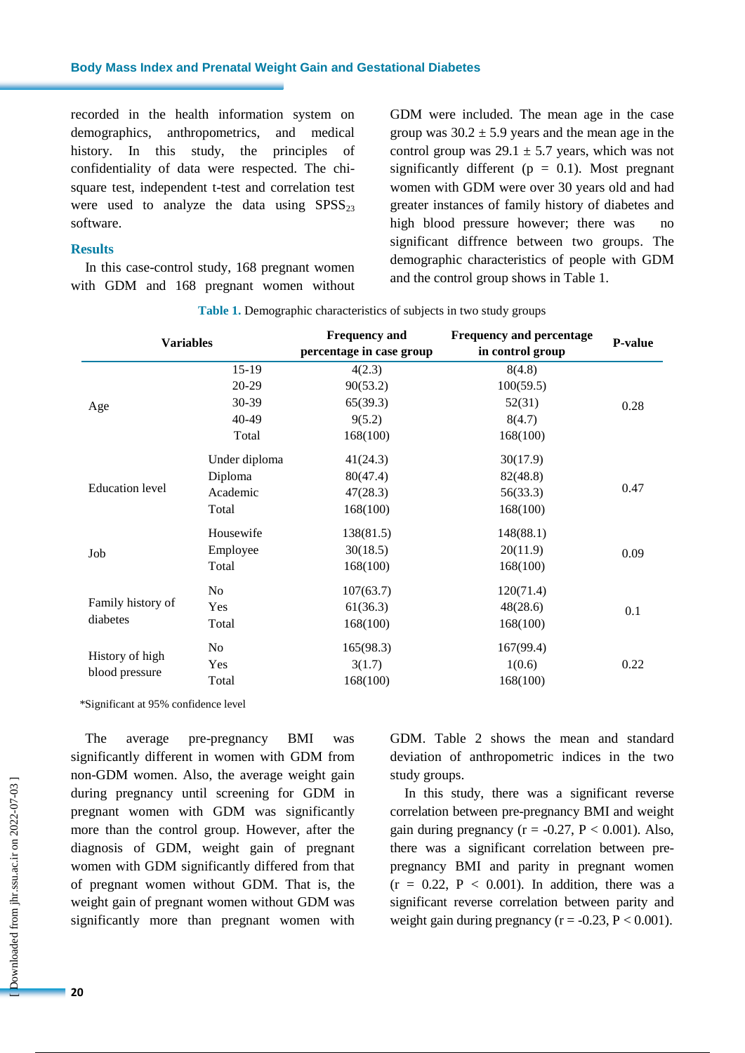recorded in the health information system on demographics, anthropometrics, and medical history. In this study, the principles of confidentiality of data were respected. The chi-square test, independent t-test and correlation test were used to analyze the data using $SPSS_{23}$ software.

## Results

In this case-control study, 168 pregnant women with GDM and 168 pregnant women without GDM were included. The mean age in the case group was 30.2 ± 5.9 years and the mean age in the control group was 29.1 ± 5.7 years, which was not significantly different (p = 0.1). Most pregnant women with GDM were over 30 years old and had greater instances of family history of diabetes and high blood pressure however; there was no significant diffrence between two groups. The demographic characteristics of people with GDM and the control group shows in Table 1.

**Table 1.** Demographic characteristics of subjects in two study groups

| Variables | | Frequency and percentage in case group | Frequency and percentage in control group | P-value |
|---|---|---|---|---|
| Age | 15-19 | 4(2.3) | 8(4.8) | 0.28 |
| | 20-29 | 90(53.2) | 100(59.5) | |
| | 30-39 | 65(39.3) | 52(31) | |
| | 40-49 | 9(5.2) | 8(4.7) | |
| | Total | 168(100) | 168(100) | |
| Education level | Under diploma | 41(24.3) | 30(17.9) | 0.47 |
| | Diploma | 80(47.4) | 82(48.8) | |
| | Academic | 47(28.3) | 56(33.3) | |
| | Total | 168(100) | 168(100) | |
| Job | Housewife | 138(81.5) | 148(88.1) | 0.09 |
| | Employee | 30(18.5) | 20(11.9) | |
| | Total | 168(100) | 168(100) | |
| Family history of diabetes | No | 107(63.7) | 120(71.4) | 0.1 |
| | Yes | 61(36.3) | 48(28.6) | |
| | Total | 168(100) | 168(100) | |
| History of high blood pressure | No | 165(98.3) | 167(99.4) | 0.22 |
| | Yes | 3(1.7) | 1(0.6) | |
| | Total | 168(100) | 168(100) | |

*Significant at 95% confidence level

The average pre-pregnancy BMI was significantly different in women with GDM from non-GDM women. Also, the average weight gain during pregnancy until screening for GDM in pregnant women with GDM was significantly more than the control group. However, after the diagnosis of GDM, weight gain of pregnant women with GDM significantly differed from that of pregnant women without GDM. That is, the weight gain of pregnant women without GDM was significantly more than pregnant women with GDM. Table 2 shows the mean and standard deviation of anthropometric indices in the two study groups.

In this study, there was a significant reverse correlation between pre-pregnancy BMI and weight gain during pregnancy (r = -0.27, P < 0.001). Also, there was a significant correlation between pre-pregnancy BMI and parity in pregnant women (r = 0.22, P < 0.001). In addition, there was a significant reverse correlation between parity and weight gain during pregnancy (r = -0.23, P < 0.001).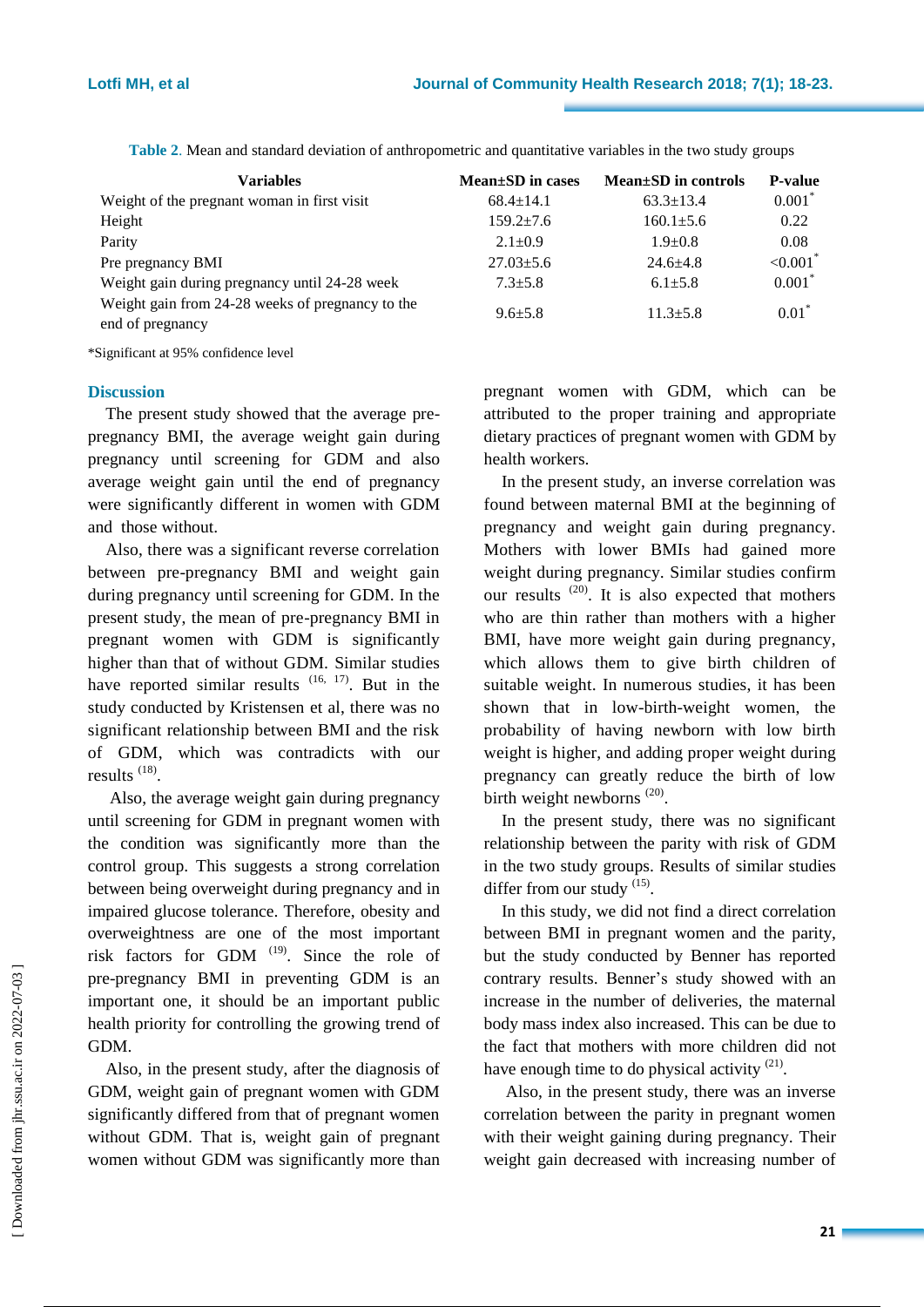**Table 2**. Mean and standard deviation of anthropometric and quantitative variables in the two study groups

| Variables | Mean±SD in cases | Mean±SD in controls | P-value |
|---|---|---|---|
| Weight of the pregnant woman in first visit | 68.4±14.1 | 63.3±13.4 | 0.001* |
| Height | 159.2±7.6 | 160.1±5.6 | 0.22 |
| Parity | 2.1±0.9 | 1.9±0.8 | 0.08 |
| Pre pregnancy BMI | 27.03±5.6 | 24.6±4.8 | <0.001* |
| Weight gain during pregnancy until 24-28 week | 7.3±5.8 | 6.1±5.8 | 0.001* |
| Weight gain from 24-28 weeks of pregnancy to the end of pregnancy | 9.6±5.8 | 11.3±5.8 | 0.01* |

*Significant at 95% confidence level

## Discussion

The present study showed that the average pre-pregnancy BMI, the average weight gain during pregnancy until screening for GDM and also average weight gain until the end of pregnancy were significantly different in women with GDM and those without.

Also, there was a significant reverse correlation between pre-pregnancy BMI and weight gain during pregnancy until screening for GDM. In the present study, the mean of pre-pregnancy BMI in pregnant women with GDM is significantly higher than that of without GDM. Similar studies have reported similar results [16, 17]. But in the study conducted by Kristensen et al, there was no significant relationship between BMI and the risk of GDM, which was contradicts with our results [18].

Also, the average weight gain during pregnancy until screening for GDM in pregnant women with the condition was significantly more than the control group. This suggests a strong correlation between being overweight during pregnancy and in impaired glucose tolerance. Therefore, obesity and overweightness are one of the most important risk factors for GDM [19]. Since the role of pre-pregnancy BMI in preventing GDM is an important one, it should be an important public health priority for controlling the growing trend of GDM.

Also, in the present study, after the diagnosis of GDM, weight gain of pregnant women with GDM significantly differed from that of pregnant women without GDM. That is, weight gain of pregnant women without GDM was significantly more than pregnant women with GDM, which can be attributed to the proper training and appropriate dietary practices of pregnant women with GDM by health workers.

In the present study, an inverse correlation was found between maternal BMI at the beginning of pregnancy and weight gain during pregnancy. Mothers with lower BMIs had gained more weight during pregnancy. Similar studies confirm our results [20]. It is also expected that mothers who are thin rather than mothers with a higher BMI, have more weight gain during pregnancy, which allows them to give birth children of suitable weight. In numerous studies, it has been shown that in low-birth-weight women, the probability of having newborn with low birth weight is higher, and adding proper weight during pregnancy can greatly reduce the birth of low birth weight newborns [20].

In the present study, there was no significant relationship between the parity with risk of GDM in the two study groups. Results of similar studies differ from our study [15].

In this study, we did not find a direct correlation between BMI in pregnant women and the parity, but the study conducted by Benner has reported contrary results. Benner's study showed with an increase in the number of deliveries, the maternal body mass index also increased. This can be due to the fact that mothers with more children did not have enough time to do physical activity [21].

Also, in the present study, there was an inverse correlation between the parity in pregnant women with their weight gaining during pregnancy. Their weight gain decreased with increasing number of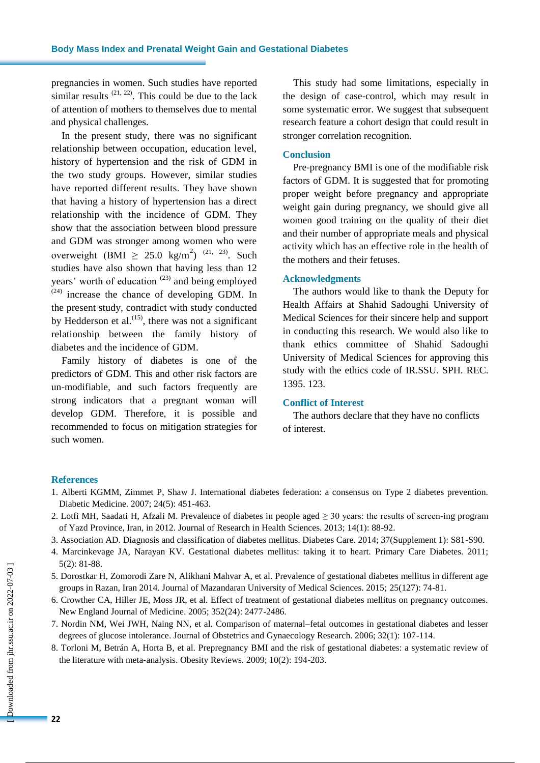pregnancies in women. Such studies have reported similar results [21, 22]. This could be due to the lack of attention of mothers to themselves due to mental and physical challenges.

In the present study, there was no significant relationship between occupation, education level, history of hypertension and the risk of GDM in the two study groups. However, similar studies have reported different results. They have shown that having a history of hypertension has a direct relationship with the incidence of GDM. They show that the association between blood pressure and GDM was stronger among women who were overweight (BMI $\geq$ 25.0 kg/m$^2$) [21, 23]. Such studies have also shown that having less than 12 years' worth of education [23] and being employed [24] increase the chance of developing GDM. In the present study, contradict with study conducted by Hedderson et al.[15], there was not a significant relationship between the family history of diabetes and the incidence of GDM.

Family history of diabetes is one of the predictors of GDM. This and other risk factors are un-modifiable, and such factors frequently are strong indicators that a pregnant woman will develop GDM. Therefore, it is possible and recommended to focus on mitigation strategies for such women.

This study had some limitations, especially in the design of case-control, which may result in some systematic error. We suggest that subsequent research feature a cohort design that could result in stronger correlation recognition.

## Conclusion

Pre-pregnancy BMI is one of the modifiable risk factors of GDM. It is suggested that for promoting proper weight before pregnancy and appropriate weight gain during pregnancy, we should give all women good training on the quality of their diet and their number of appropriate meals and physical activity which has an effective role in the health of the mothers and their fetuses.

## Acknowledgments

The authors would like to thank the Deputy for Health Affairs at Shahid Sadoughi University of Medical Sciences for their sincere help and support in conducting this research. We would also like to thank ethics committee of Shahid Sadoughi University of Medical Sciences for approving this study with the ethics code of IR.SSU. SPH. REC. 1395. 123.

## Conflict of Interest

The authors declare that they have no conflicts of interest.

## References

1. Alberti KGMM, Zimmet P, Shaw J. International diabetes federation: a consensus on Type 2 diabetes prevention. Diabetic Medicine. 2007; 24(5): 451-463.
2. Lotfi MH, Saadati H, Afzali M. Prevalence of diabetes in people aged ≥ 30 years: the results of screen-ing program of Yazd Province, Iran, in 2012. Journal of Research in Health Sciences. 2013; 14(1): 88-92.
3. Association AD. Diagnosis and classification of diabetes mellitus. Diabetes Care. 2014; 37(Supplement 1): S81-S90.
4. Marcinkevage JA, Narayan KV. Gestational diabetes mellitus: taking it to heart. Primary Care Diabetes. 2011; 5(2): 81-88.
5. Dorostkar H, Zomorodi Zare N, Alikhani Mahvar A, et al. Prevalence of gestational diabetes mellitus in different age groups in Razan, Iran 2014. Journal of Mazandaran University of Medical Sciences. 2015; 25(127): 74-81.
6. Crowther CA, Hiller JE, Moss JR, et al. Effect of treatment of gestational diabetes mellitus on pregnancy outcomes. New England Journal of Medicine. 2005; 352(24): 2477-2486.
7. Nordin NM, Wei JWH, Naing NN, et al. Comparison of maternal–fetal outcomes in gestational diabetes and lesser degrees of glucose intolerance. Journal of Obstetrics and Gynaecology Research. 2006; 32(1): 107-114.
8. Torloni M, Betrán A, Horta B, et al. Prepregnancy BMI and the risk of gestational diabetes: a systematic review of the literature with meta‐analysis. Obesity Reviews. 2009; 10(2): 194-203.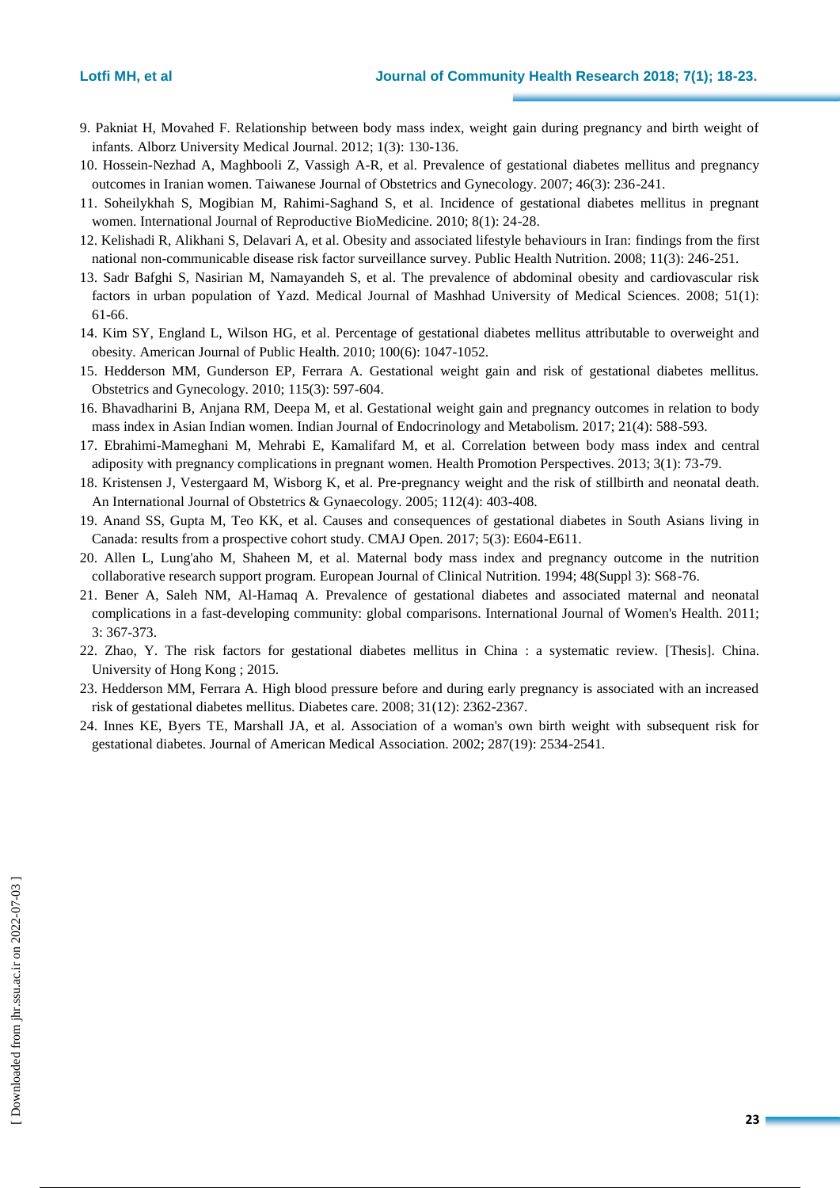9. Pakniat H, Movahed F. Relationship between body mass index, weight gain during pregnancy and birth weight of infants. Alborz University Medical Journal. 2012; 1(3): 130-136.
10. Hossein-Nezhad A, Maghbooli Z, Vassigh A-R, et al. Prevalence of gestational diabetes mellitus and pregnancy outcomes in Iranian women. Taiwanese Journal of Obstetrics and Gynecology. 2007; 46(3): 236-241.
11. Soheilykhah S, Mogibian M, Rahimi-Saghand S, et al. Incidence of gestational diabetes mellitus in pregnant women. International Journal of Reproductive BioMedicine. 2010; 8(1): 24-28.
12. Kelishadi R, Alikhani S, Delavari A, et al. Obesity and associated lifestyle behaviours in Iran: findings from the first national non-communicable disease risk factor surveillance survey. Public Health Nutrition. 2008; 11(3): 246-251.
13. Sadr Bafghi S, Nasirian M, Namayandeh S, et al. The prevalence of abdominal obesity and cardiovascular risk factors in urban population of Yazd. Medical Journal of Mashhad University of Medical Sciences. 2008; 51(1): 61-66.
14. Kim SY, England L, Wilson HG, et al. Percentage of gestational diabetes mellitus attributable to overweight and obesity. American Journal of Public Health. 2010; 100(6): 1047-1052.
15. Hedderson MM, Gunderson EP, Ferrara A. Gestational weight gain and risk of gestational diabetes mellitus. Obstetrics and Gynecology. 2010; 115(3): 597-604.
16. Bhavadharini B, Anjana RM, Deepa M, et al. Gestational weight gain and pregnancy outcomes in relation to body mass index in Asian Indian women. Indian Journal of Endocrinology and Metabolism. 2017; 21(4): 588-593.
17. Ebrahimi-Mameghani M, Mehrabi E, Kamalifard M, et al. Correlation between body mass index and central adiposity with pregnancy complications in pregnant women. Health Promotion Perspectives. 2013; 3(1): 73-79.
18. Kristensen J, Vestergaard M, Wisborg K, et al. Pre-pregnancy weight and the risk of stillbirth and neonatal death. An International Journal of Obstetrics & Gynaecology. 2005; 112(4): 403-408.
19. Anand SS, Gupta M, Teo KK, et al. Causes and consequences of gestational diabetes in South Asians living in Canada: results from a prospective cohort study. CMAJ Open. 2017; 5(3): E604-E611.
20. Allen L, Lung'aho M, Shaheen M, et al. Maternal body mass index and pregnancy outcome in the nutrition collaborative research support program. European Journal of Clinical Nutrition. 1994; 48(Suppl 3): S68-76.
21. Bener A, Saleh NM, Al-Hamaq A. Prevalence of gestational diabetes and associated maternal and neonatal complications in a fast-developing community: global comparisons. International Journal of Women's Health. 2011; 3: 367-373.
22. Zhao, Y. The risk factors for gestational diabetes mellitus in China : a systematic review. [Thesis]. China. University of Hong Kong ; 2015.
23. Hedderson MM, Ferrara A. High blood pressure before and during early pregnancy is associated with an increased risk of gestational diabetes mellitus. Diabetes care. 2008; 31(12): 2362-2367.
24. Innes KE, Byers TE, Marshall JA, et al. Association of a woman's own birth weight with subsequent risk for gestational diabetes. Journal of American Medical Association. 2002; 287(19): 2534-2541.